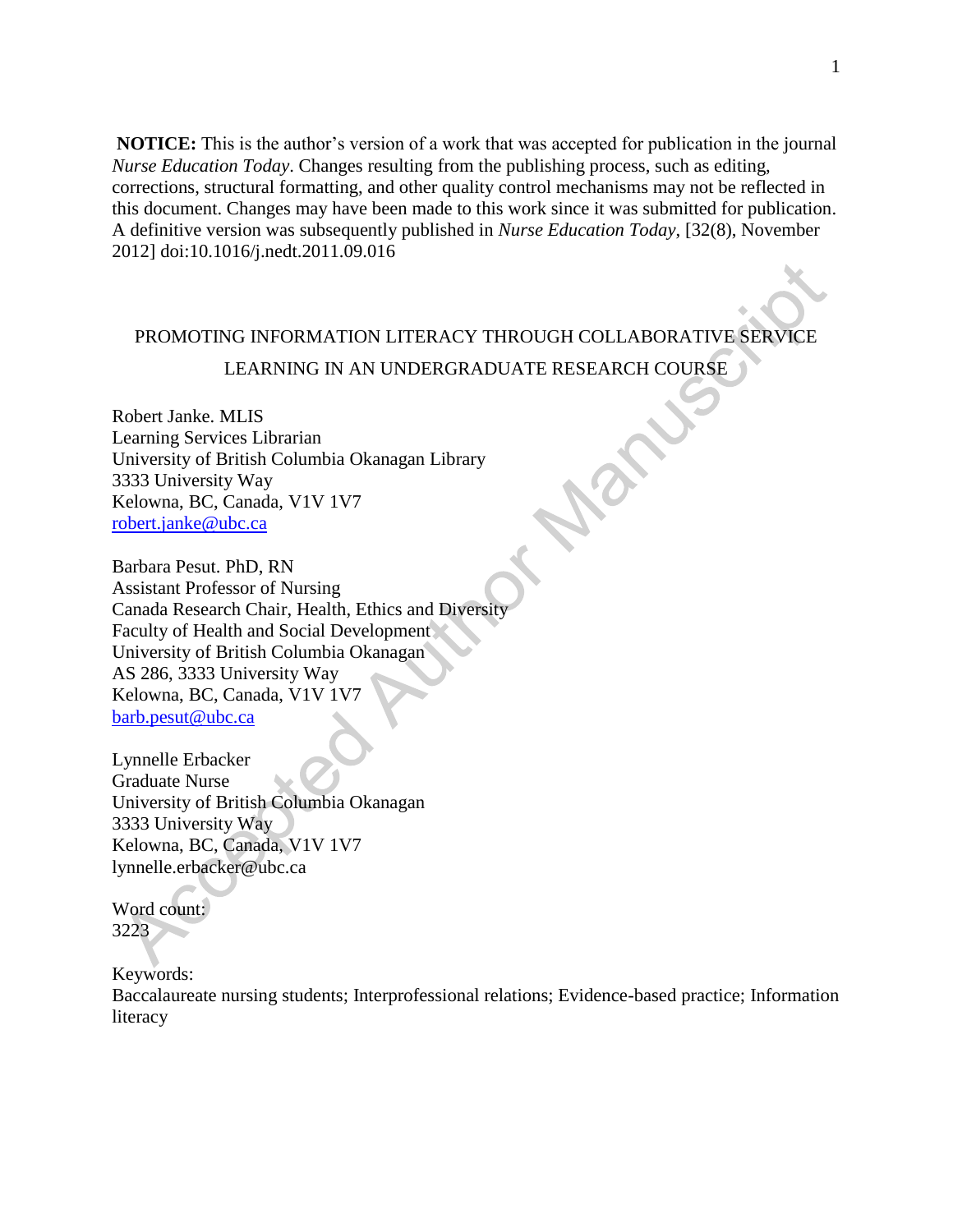**NOTICE:** This is the author's version of a work that was accepted for publication in the journal *Nurse Education Today*. Changes resulting from the publishing process, such as editing, corrections, structural formatting, and other quality control mechanisms may not be reflected in this document. Changes may have been made to this work since it was submitted for publication. A definitive version was subsequently published in *Nurse Education Today*, [32(8), November 2012] doi:10.1016/j.nedt.2011.09.016

# PROMOTING INFORMATION LITERACY THROUGH COLLABORATIVE SERVICE LEARNING IN AN UNDERGRADUATE RESEARCH COURSE

Robert Janke. MLIS
Learning Services Librarian
University of British Columbia Okanagan Library
3333 University Way
Kelowna, BC, Canada, V1V 1V7
robert.janke@ubc.ca

Barbara Pesut. PhD, RN
Assistant Professor of Nursing
Canada Research Chair, Health, Ethics and Diversity
Faculty of Health and Social Development
University of British Columbia Okanagan
AS 286, 3333 University Way
Kelowna, BC, Canada, V1V 1V7
barb.pesut@ubc.ca

Lynnelle Erbacker
Graduate Nurse
University of British Columbia Okanagan
3333 University Way
Kelowna, BC, Canada, V1V 1V7
lynnelle.erbacker@ubc.ca

Word count:
3223

Keywords:
Baccalaureate nursing students; Interprofessional relations; Evidence-based practice; Information literacy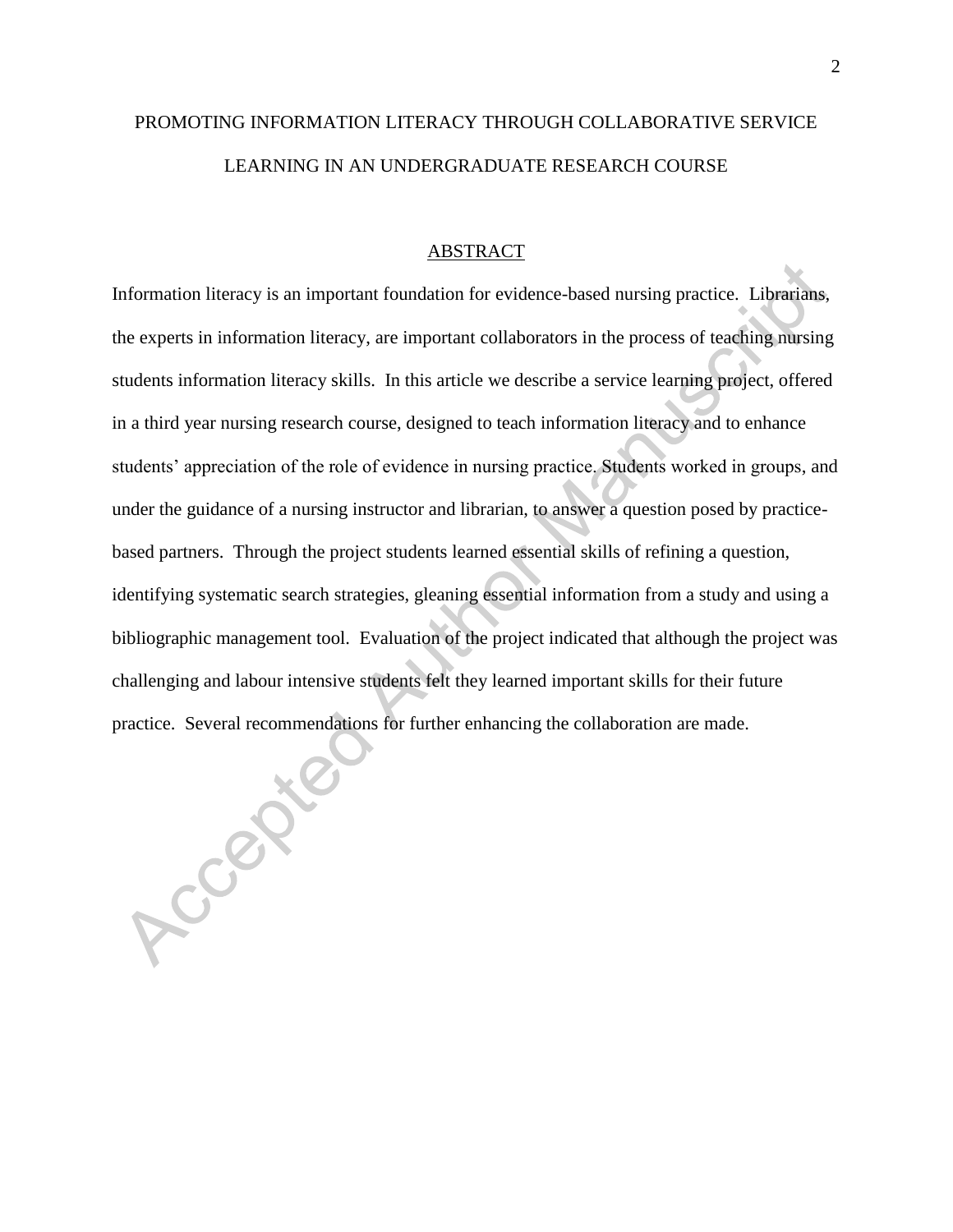# PROMOTING INFORMATION LITERACY THROUGH COLLABORATIVE SERVICE LEARNING IN AN UNDERGRADUATE RESEARCH COURSE

## ABSTRACT

Information literacy is an important foundation for evidence-based nursing practice. Librarians, the experts in information literacy, are important collaborators in the process of teaching nursing students information literacy skills. In this article we describe a service learning project, offered in a third year nursing research course, designed to teach information literacy and to enhance students' appreciation of the role of evidence in nursing practice. Students worked in groups, and under the guidance of a nursing instructor and librarian, to answer a question posed by practice-based partners. Through the project students learned essential skills of refining a question, identifying systematic search strategies, gleaning essential information from a study and using a bibliographic management tool. Evaluation of the project indicated that although the project was challenging and labour intensive students felt they learned important skills for their future practice. Several recommendations for further enhancing the collaboration are made.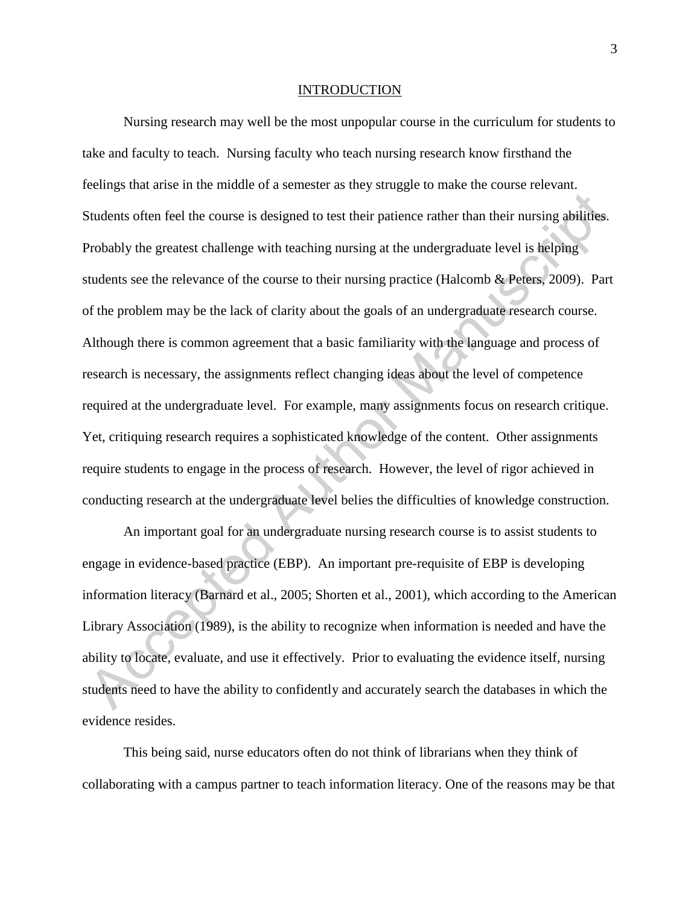## INTRODUCTION

Nursing research may well be the most unpopular course in the curriculum for students to take and faculty to teach. Nursing faculty who teach nursing research know firsthand the feelings that arise in the middle of a semester as they struggle to make the course relevant. Students often feel the course is designed to test their patience rather than their nursing abilities. Probably the greatest challenge with teaching nursing at the undergraduate level is helping students see the relevance of the course to their nursing practice (Halcomb & Peters, 2009). Part of the problem may be the lack of clarity about the goals of an undergraduate research course. Although there is common agreement that a basic familiarity with the language and process of research is necessary, the assignments reflect changing ideas about the level of competence required at the undergraduate level. For example, many assignments focus on research critique. Yet, critiquing research requires a sophisticated knowledge of the content. Other assignments require students to engage in the process of research. However, the level of rigor achieved in conducting research at the undergraduate level belies the difficulties of knowledge construction.

An important goal for an undergraduate nursing research course is to assist students to engage in evidence-based practice (EBP). An important pre-requisite of EBP is developing information literacy (Barnard et al., 2005; Shorten et al., 2001), which according to the American Library Association (1989), is the ability to recognize when information is needed and have the ability to locate, evaluate, and use it effectively. Prior to evaluating the evidence itself, nursing students need to have the ability to confidently and accurately search the databases in which the evidence resides.

This being said, nurse educators often do not think of librarians when they think of collaborating with a campus partner to teach information literacy. One of the reasons may be that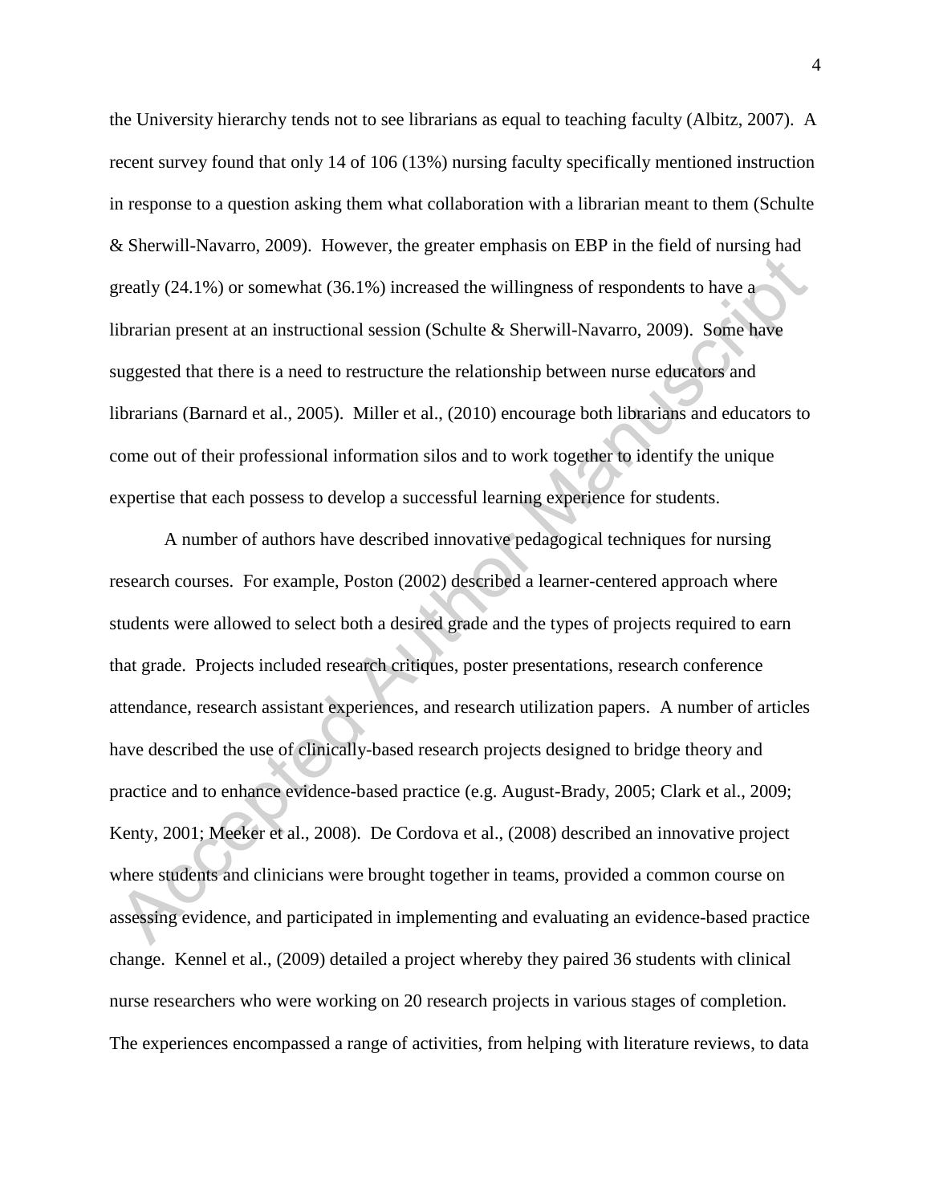the University hierarchy tends not to see librarians as equal to teaching faculty (Albitz, 2007). A recent survey found that only 14 of 106 (13%) nursing faculty specifically mentioned instruction in response to a question asking them what collaboration with a librarian meant to them (Schulte & Sherwill-Navarro, 2009). However, the greater emphasis on EBP in the field of nursing had greatly (24.1%) or somewhat (36.1%) increased the willingness of respondents to have a librarian present at an instructional session (Schulte & Sherwill-Navarro, 2009). Some have suggested that there is a need to restructure the relationship between nurse educators and librarians (Barnard et al., 2005). Miller et al., (2010) encourage both librarians and educators to come out of their professional information silos and to work together to identify the unique expertise that each possess to develop a successful learning experience for students.

A number of authors have described innovative pedagogical techniques for nursing research courses. For example, Poston (2002) described a learner-centered approach where students were allowed to select both a desired grade and the types of projects required to earn that grade. Projects included research critiques, poster presentations, research conference attendance, research assistant experiences, and research utilization papers. A number of articles have described the use of clinically-based research projects designed to bridge theory and practice and to enhance evidence-based practice (e.g. August-Brady, 2005; Clark et al., 2009; Kenty, 2001; Meeker et al., 2008). De Cordova et al., (2008) described an innovative project where students and clinicians were brought together in teams, provided a common course on assessing evidence, and participated in implementing and evaluating an evidence-based practice change. Kennel et al., (2009) detailed a project whereby they paired 36 students with clinical nurse researchers who were working on 20 research projects in various stages of completion. The experiences encompassed a range of activities, from helping with literature reviews, to data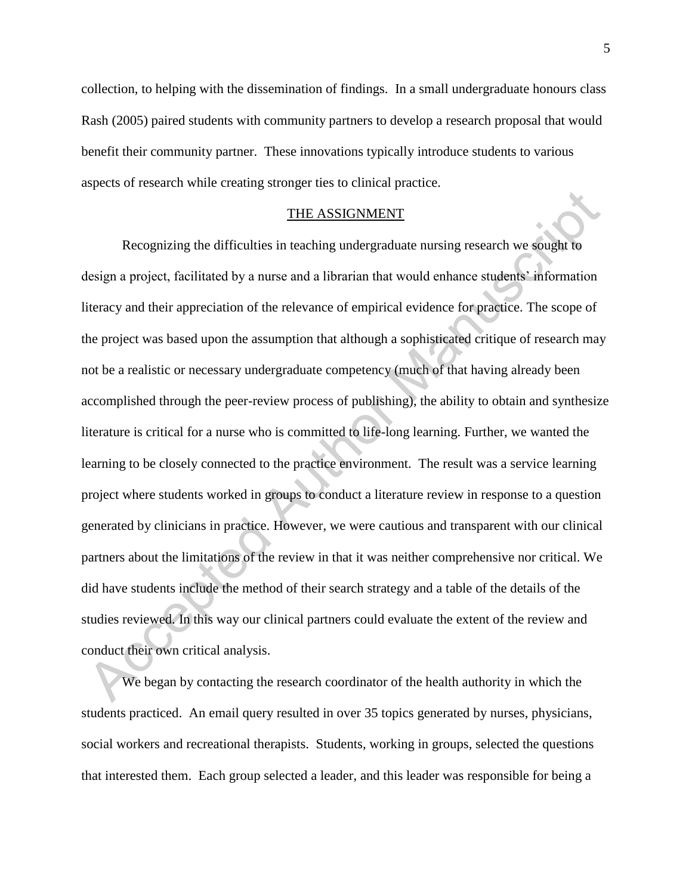collection, to helping with the dissemination of findings. In a small undergraduate honours class Rash (2005) paired students with community partners to develop a research proposal that would benefit their community partner. These innovations typically introduce students to various aspects of research while creating stronger ties to clinical practice.

## THE ASSIGNMENT

Recognizing the difficulties in teaching undergraduate nursing research we sought to design a project, facilitated by a nurse and a librarian that would enhance students' information literacy and their appreciation of the relevance of empirical evidence for practice. The scope of the project was based upon the assumption that although a sophisticated critique of research may not be a realistic or necessary undergraduate competency (much of that having already been accomplished through the peer-review process of publishing), the ability to obtain and synthesize literature is critical for a nurse who is committed to life-long learning. Further, we wanted the learning to be closely connected to the practice environment. The result was a service learning project where students worked in groups to conduct a literature review in response to a question generated by clinicians in practice. However, we were cautious and transparent with our clinical partners about the limitations of the review in that it was neither comprehensive nor critical. We did have students include the method of their search strategy and a table of the details of the studies reviewed. In this way our clinical partners could evaluate the extent of the review and conduct their own critical analysis.

We began by contacting the research coordinator of the health authority in which the students practiced. An email query resulted in over 35 topics generated by nurses, physicians, social workers and recreational therapists. Students, working in groups, selected the questions that interested them. Each group selected a leader, and this leader was responsible for being a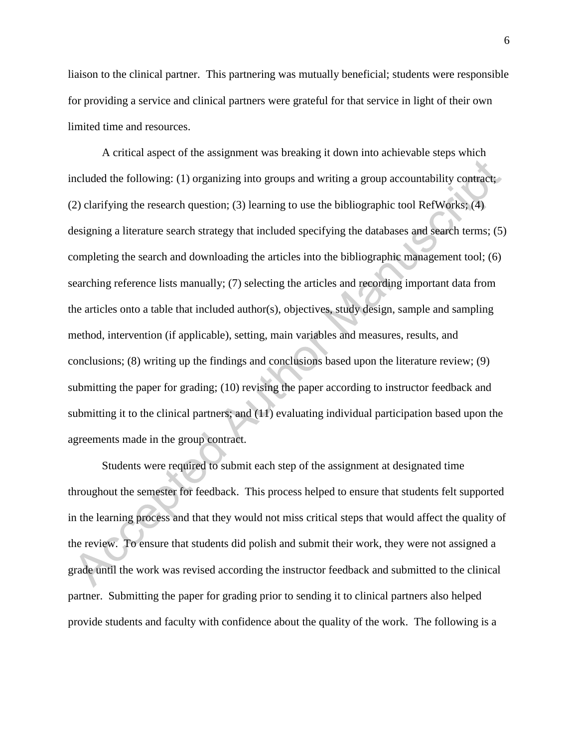liaison to the clinical partner. This partnering was mutually beneficial; students were responsible for providing a service and clinical partners were grateful for that service in light of their own limited time and resources.

A critical aspect of the assignment was breaking it down into achievable steps which included the following: (1) organizing into groups and writing a group accountability contract; (2) clarifying the research question; (3) learning to use the bibliographic tool RefWorks; (4) designing a literature search strategy that included specifying the databases and search terms; (5) completing the search and downloading the articles into the bibliographic management tool; (6) searching reference lists manually; (7) selecting the articles and recording important data from the articles onto a table that included author(s), objectives, study design, sample and sampling method, intervention (if applicable), setting, main variables and measures, results, and conclusions; (8) writing up the findings and conclusions based upon the literature review; (9) submitting the paper for grading; (10) revising the paper according to instructor feedback and submitting it to the clinical partners; and (11) evaluating individual participation based upon the agreements made in the group contract.

Students were required to submit each step of the assignment at designated time throughout the semester for feedback. This process helped to ensure that students felt supported in the learning process and that they would not miss critical steps that would affect the quality of the review. To ensure that students did polish and submit their work, they were not assigned a grade until the work was revised according the instructor feedback and submitted to the clinical partner. Submitting the paper for grading prior to sending it to clinical partners also helped provide students and faculty with confidence about the quality of the work. The following is a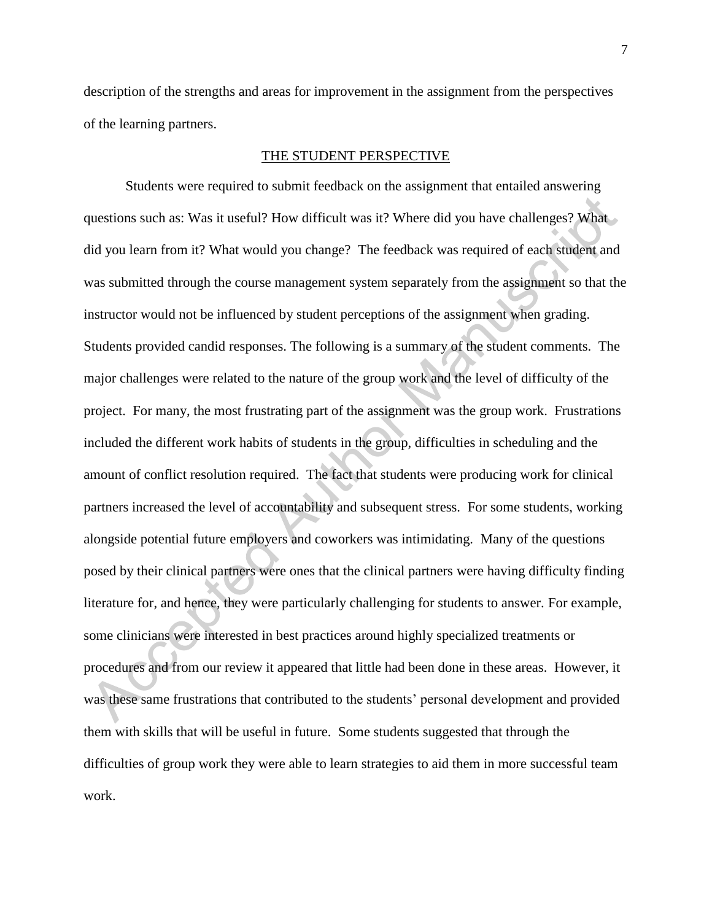description of the strengths and areas for improvement in the assignment from the perspectives of the learning partners.

## THE STUDENT PERSPECTIVE

Students were required to submit feedback on the assignment that entailed answering questions such as: Was it useful? How difficult was it? Where did you have challenges? What did you learn from it? What would you change? The feedback was required of each student and was submitted through the course management system separately from the assignment so that the instructor would not be influenced by student perceptions of the assignment when grading. Students provided candid responses. The following is a summary of the student comments. The major challenges were related to the nature of the group work and the level of difficulty of the project. For many, the most frustrating part of the assignment was the group work. Frustrations included the different work habits of students in the group, difficulties in scheduling and the amount of conflict resolution required. The fact that students were producing work for clinical partners increased the level of accountability and subsequent stress. For some students, working alongside potential future employers and coworkers was intimidating. Many of the questions posed by their clinical partners were ones that the clinical partners were having difficulty finding literature for, and hence, they were particularly challenging for students to answer. For example, some clinicians were interested in best practices around highly specialized treatments or procedures and from our review it appeared that little had been done in these areas. However, it was these same frustrations that contributed to the students' personal development and provided them with skills that will be useful in future. Some students suggested that through the difficulties of group work they were able to learn strategies to aid them in more successful team work.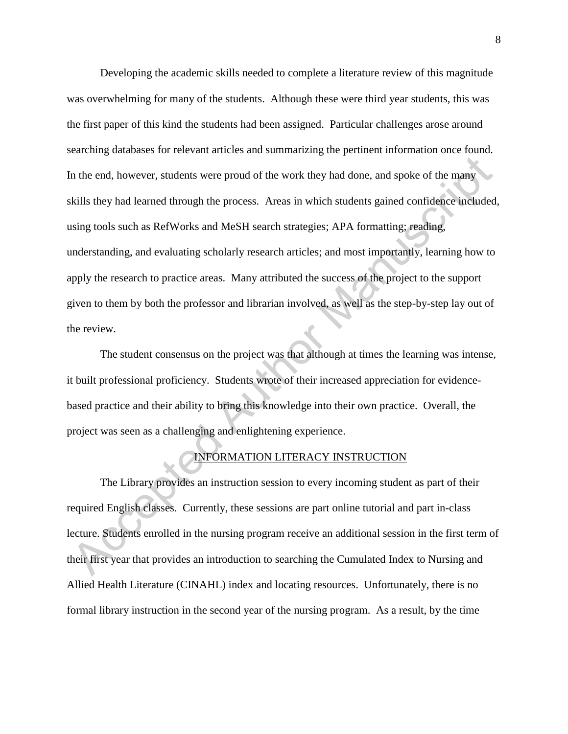Developing the academic skills needed to complete a literature review of this magnitude was overwhelming for many of the students. Although these were third year students, this was the first paper of this kind the students had been assigned. Particular challenges arose around searching databases for relevant articles and summarizing the pertinent information once found. In the end, however, students were proud of the work they had done, and spoke of the many skills they had learned through the process. Areas in which students gained confidence included, using tools such as RefWorks and MeSH search strategies; APA formatting; reading, understanding, and evaluating scholarly research articles; and most importantly, learning how to apply the research to practice areas. Many attributed the success of the project to the support given to them by both the professor and librarian involved, as well as the step-by-step lay out of the review.

The student consensus on the project was that although at times the learning was intense, it built professional proficiency. Students wrote of their increased appreciation for evidence-based practice and their ability to bring this knowledge into their own practice. Overall, the project was seen as a challenging and enlightening experience.

## INFORMATION LITERACY INSTRUCTION

The Library provides an instruction session to every incoming student as part of their required English classes. Currently, these sessions are part online tutorial and part in-class lecture. Students enrolled in the nursing program receive an additional session in the first term of their first year that provides an introduction to searching the Cumulated Index to Nursing and Allied Health Literature (CINAHL) index and locating resources. Unfortunately, there is no formal library instruction in the second year of the nursing program. As a result, by the time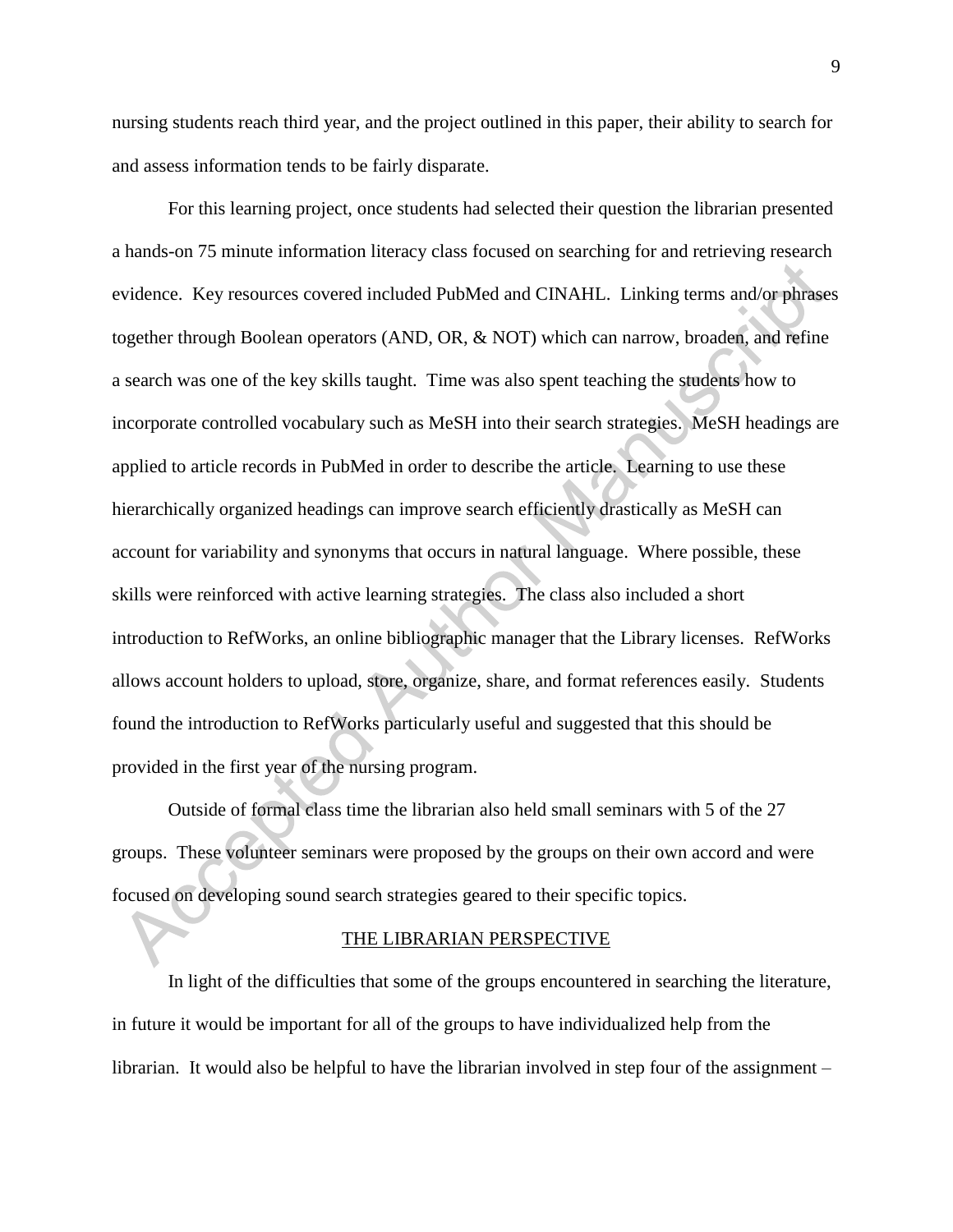nursing students reach third year, and the project outlined in this paper, their ability to search for and assess information tends to be fairly disparate.

For this learning project, once students had selected their question the librarian presented a hands-on 75 minute information literacy class focused on searching for and retrieving research evidence. Key resources covered included PubMed and CINAHL. Linking terms and/or phrases together through Boolean operators (AND, OR, & NOT) which can narrow, broaden, and refine a search was one of the key skills taught. Time was also spent teaching the students how to incorporate controlled vocabulary such as MeSH into their search strategies. MeSH headings are applied to article records in PubMed in order to describe the article. Learning to use these hierarchically organized headings can improve search efficiently drastically as MeSH can account for variability and synonyms that occurs in natural language. Where possible, these skills were reinforced with active learning strategies. The class also included a short introduction to RefWorks, an online bibliographic manager that the Library licenses. RefWorks allows account holders to upload, store, organize, share, and format references easily. Students found the introduction to RefWorks particularly useful and suggested that this should be provided in the first year of the nursing program.

Outside of formal class time the librarian also held small seminars with 5 of the 27 groups. These volunteer seminars were proposed by the groups on their own accord and were focused on developing sound search strategies geared to their specific topics.

## THE LIBRARIAN PERSPECTIVE

In light of the difficulties that some of the groups encountered in searching the literature, in future it would be important for all of the groups to have individualized help from the librarian. It would also be helpful to have the librarian involved in step four of the assignment –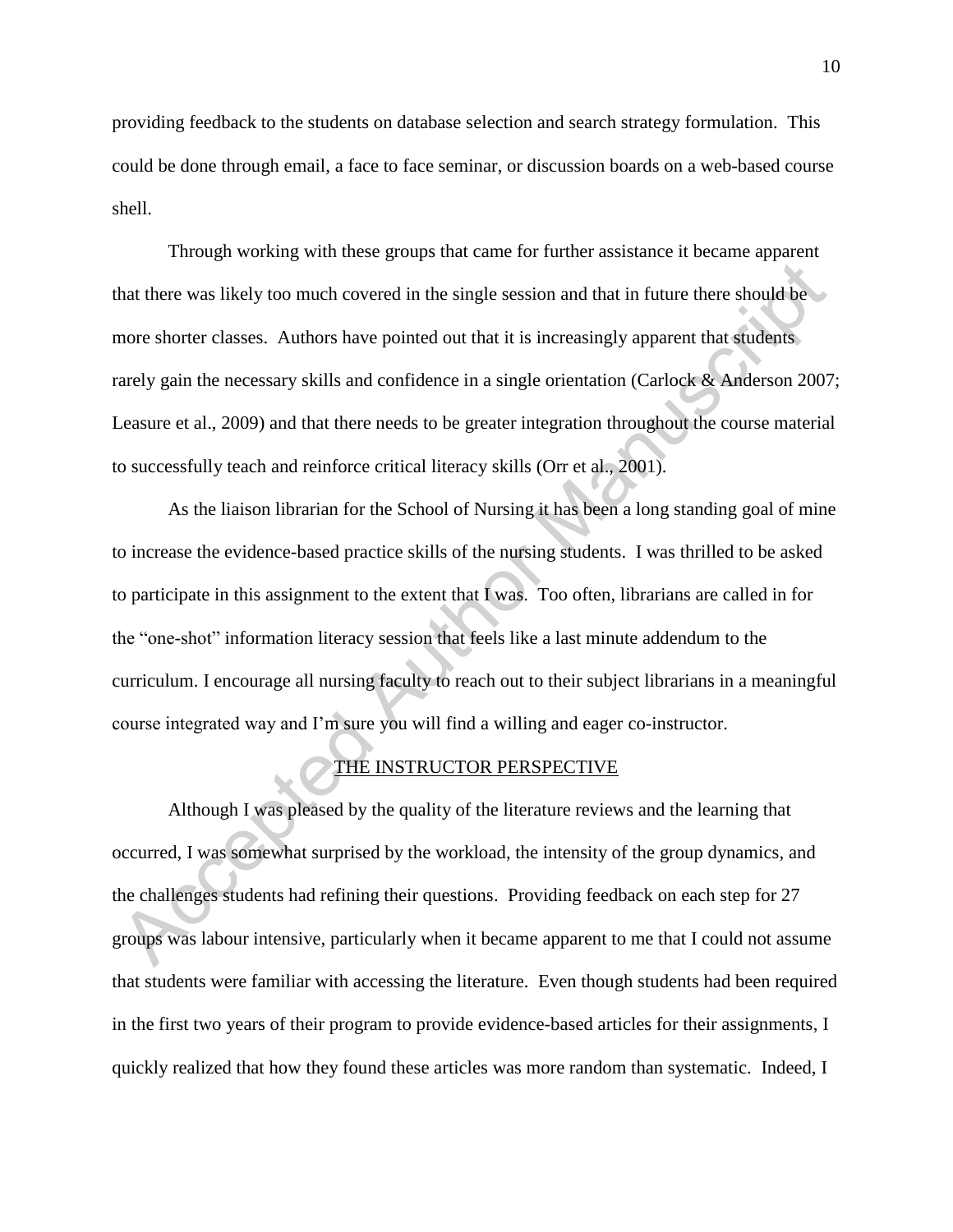providing feedback to the students on database selection and search strategy formulation. This could be done through email, a face to face seminar, or discussion boards on a web-based course shell.

Through working with these groups that came for further assistance it became apparent that there was likely too much covered in the single session and that in future there should be more shorter classes. Authors have pointed out that it is increasingly apparent that students rarely gain the necessary skills and confidence in a single orientation (Carlock & Anderson 2007; Leasure et al., 2009) and that there needs to be greater integration throughout the course material to successfully teach and reinforce critical literacy skills (Orr et al., 2001).

As the liaison librarian for the School of Nursing it has been a long standing goal of mine to increase the evidence-based practice skills of the nursing students. I was thrilled to be asked to participate in this assignment to the extent that I was. Too often, librarians are called in for the "one-shot" information literacy session that feels like a last minute addendum to the curriculum. I encourage all nursing faculty to reach out to their subject librarians in a meaningful course integrated way and I'm sure you will find a willing and eager co-instructor.

## THE INSTRUCTOR PERSPECTIVE

Although I was pleased by the quality of the literature reviews and the learning that occurred, I was somewhat surprised by the workload, the intensity of the group dynamics, and the challenges students had refining their questions. Providing feedback on each step for 27 groups was labour intensive, particularly when it became apparent to me that I could not assume that students were familiar with accessing the literature. Even though students had been required in the first two years of their program to provide evidence-based articles for their assignments, I quickly realized that how they found these articles was more random than systematic. Indeed, I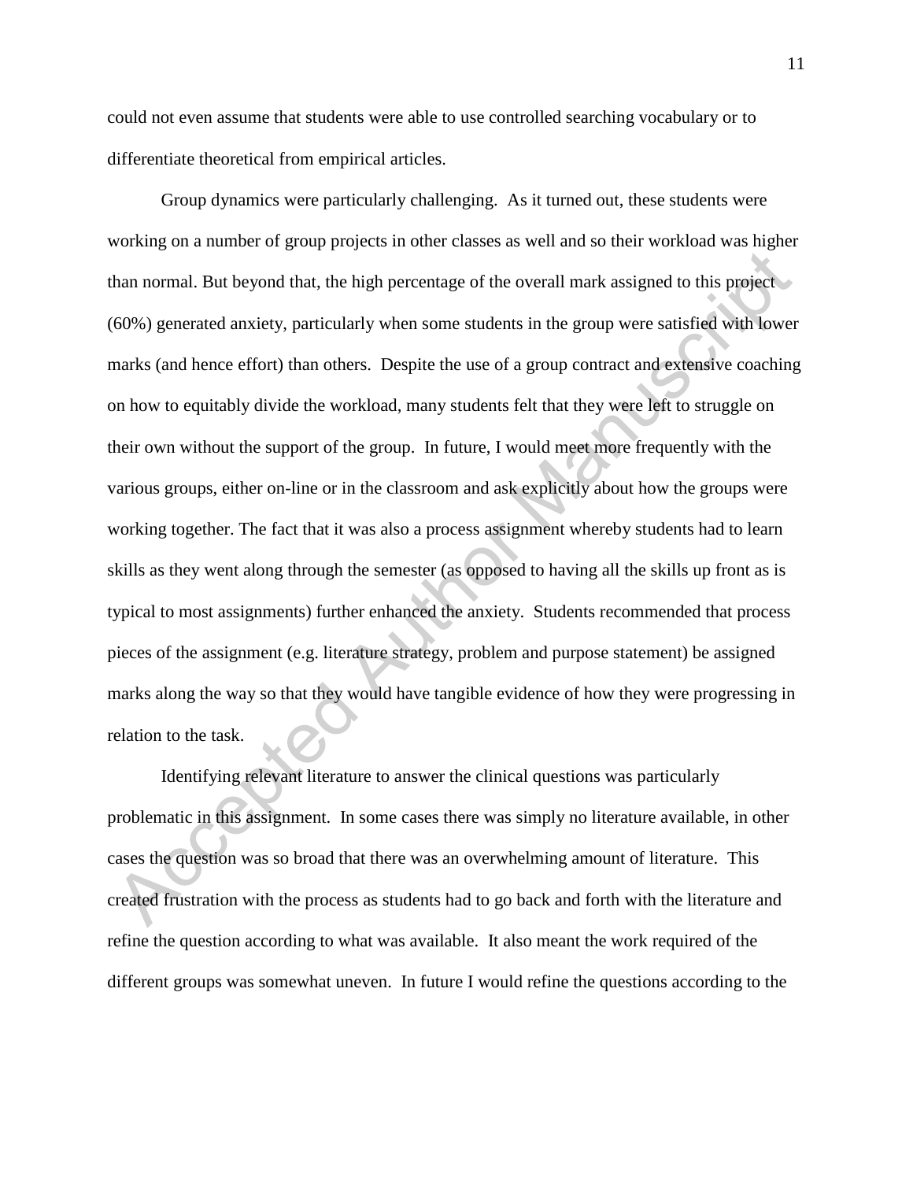could not even assume that students were able to use controlled searching vocabulary or to differentiate theoretical from empirical articles.

Group dynamics were particularly challenging. As it turned out, these students were working on a number of group projects in other classes as well and so their workload was higher than normal. But beyond that, the high percentage of the overall mark assigned to this project (60%) generated anxiety, particularly when some students in the group were satisfied with lower marks (and hence effort) than others. Despite the use of a group contract and extensive coaching on how to equitably divide the workload, many students felt that they were left to struggle on their own without the support of the group. In future, I would meet more frequently with the various groups, either on-line or in the classroom and ask explicitly about how the groups were working together. The fact that it was also a process assignment whereby students had to learn skills as they went along through the semester (as opposed to having all the skills up front as is typical to most assignments) further enhanced the anxiety. Students recommended that process pieces of the assignment (e.g. literature strategy, problem and purpose statement) be assigned marks along the way so that they would have tangible evidence of how they were progressing in relation to the task.

Identifying relevant literature to answer the clinical questions was particularly problematic in this assignment. In some cases there was simply no literature available, in other cases the question was so broad that there was an overwhelming amount of literature. This created frustration with the process as students had to go back and forth with the literature and refine the question according to what was available. It also meant the work required of the different groups was somewhat uneven. In future I would refine the questions according to the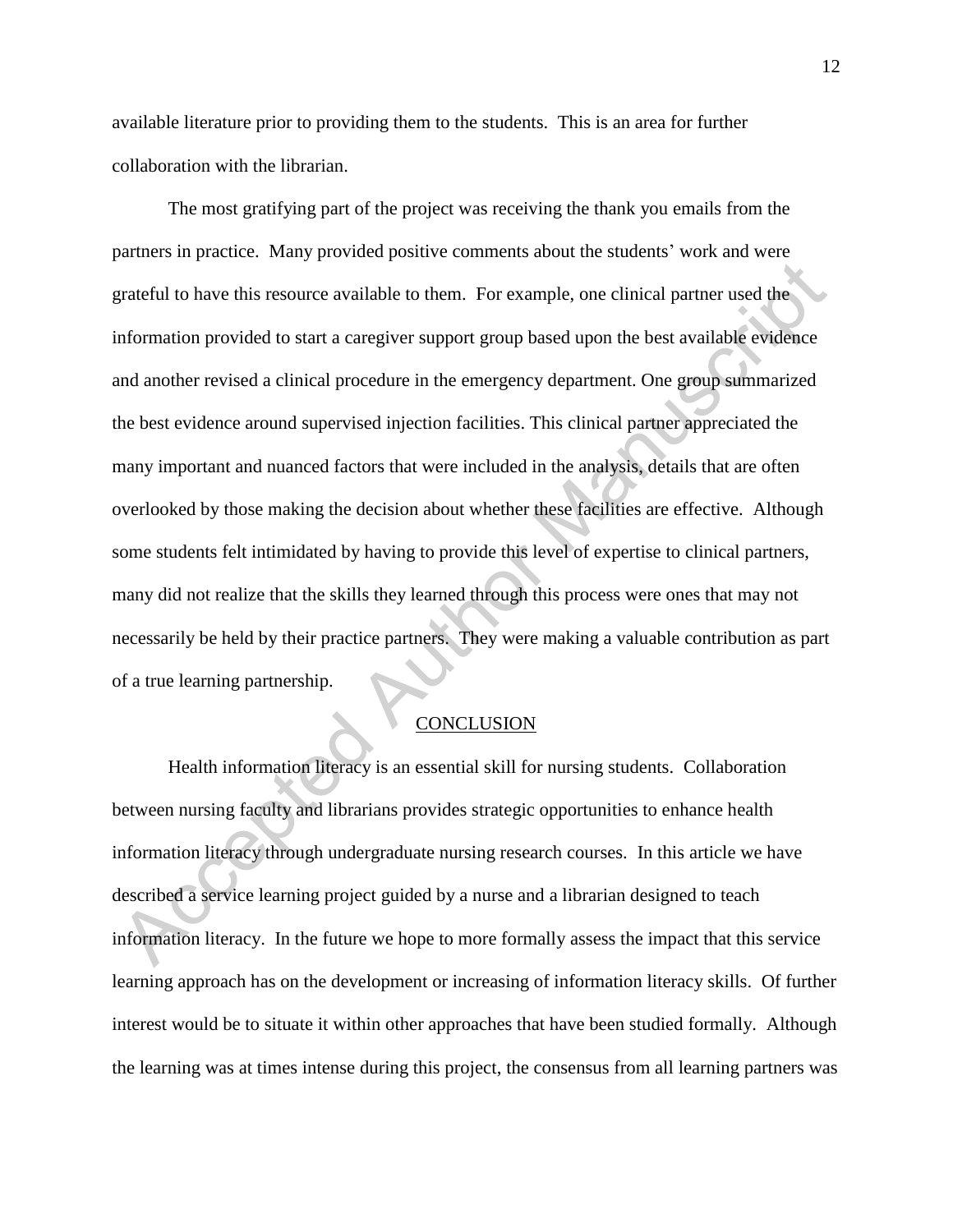available literature prior to providing them to the students. This is an area for further collaboration with the librarian.

The most gratifying part of the project was receiving the thank you emails from the partners in practice. Many provided positive comments about the students' work and were grateful to have this resource available to them. For example, one clinical partner used the information provided to start a caregiver support group based upon the best available evidence and another revised a clinical procedure in the emergency department. One group summarized the best evidence around supervised injection facilities. This clinical partner appreciated the many important and nuanced factors that were included in the analysis, details that are often overlooked by those making the decision about whether these facilities are effective. Although some students felt intimidated by having to provide this level of expertise to clinical partners, many did not realize that the skills they learned through this process were ones that may not necessarily be held by their practice partners. They were making a valuable contribution as part of a true learning partnership.

## CONCLUSION

Health information literacy is an essential skill for nursing students. Collaboration between nursing faculty and librarians provides strategic opportunities to enhance health information literacy through undergraduate nursing research courses. In this article we have described a service learning project guided by a nurse and a librarian designed to teach information literacy. In the future we hope to more formally assess the impact that this service learning approach has on the development or increasing of information literacy skills. Of further interest would be to situate it within other approaches that have been studied formally. Although the learning was at times intense during this project, the consensus from all learning partners was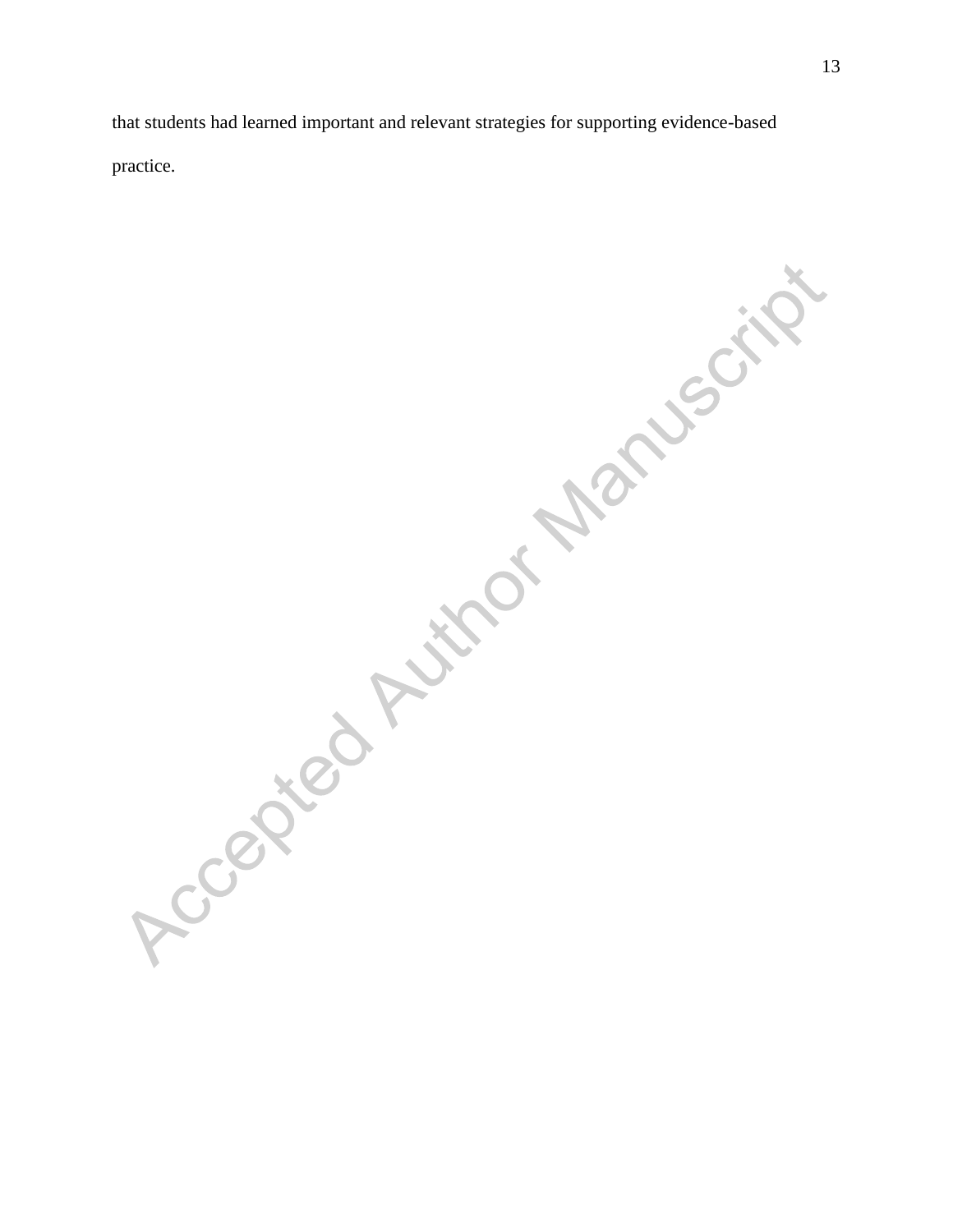that students had learned important and relevant strategies for supporting evidence-based practice.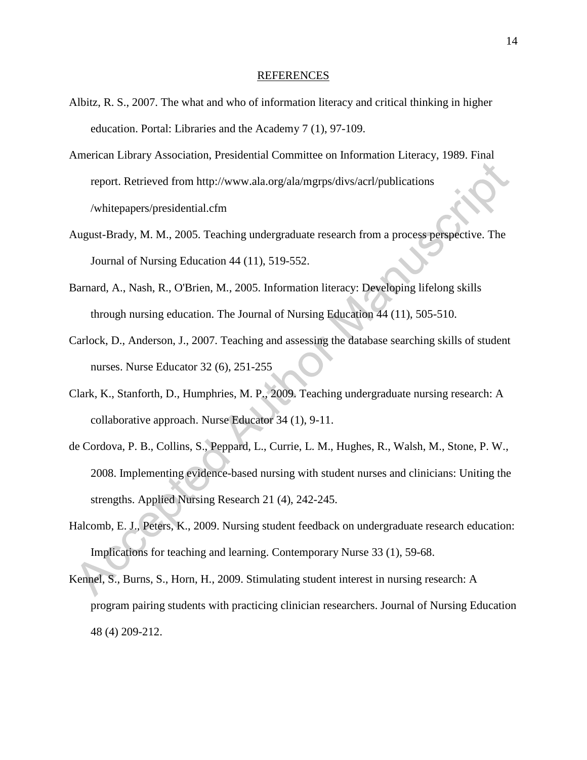## REFERENCES

Albitz, R. S., 2007. The what and who of information literacy and critical thinking in higher education. Portal: Libraries and the Academy 7 (1), 97-109.

American Library Association, Presidential Committee on Information Literacy, 1989. Final report. Retrieved from http://www.ala.org/ala/mgrps/divs/acrl/publications /whitepapers/presidential.cfm

August-Brady, M. M., 2005. Teaching undergraduate research from a process perspective. The Journal of Nursing Education 44 (11), 519-552.

Barnard, A., Nash, R., O'Brien, M., 2005. Information literacy: Developing lifelong skills through nursing education. The Journal of Nursing Education 44 (11), 505-510.

Carlock, D., Anderson, J., 2007. Teaching and assessing the database searching skills of student nurses. Nurse Educator 32 (6), 251-255

Clark, K., Stanforth, D., Humphries, M. P., 2009. Teaching undergraduate nursing research: A collaborative approach. Nurse Educator 34 (1), 9-11.

de Cordova, P. B., Collins, S., Peppard, L., Currie, L. M., Hughes, R., Walsh, M., Stone, P. W., 2008. Implementing evidence-based nursing with student nurses and clinicians: Uniting the strengths. Applied Nursing Research 21 (4), 242-245.

Halcomb, E. J., Peters, K., 2009. Nursing student feedback on undergraduate research education: Implications for teaching and learning. Contemporary Nurse 33 (1), 59-68.

Kennel, S., Burns, S., Horn, H., 2009. Stimulating student interest in nursing research: A program pairing students with practicing clinician researchers. Journal of Nursing Education 48 (4) 209-212.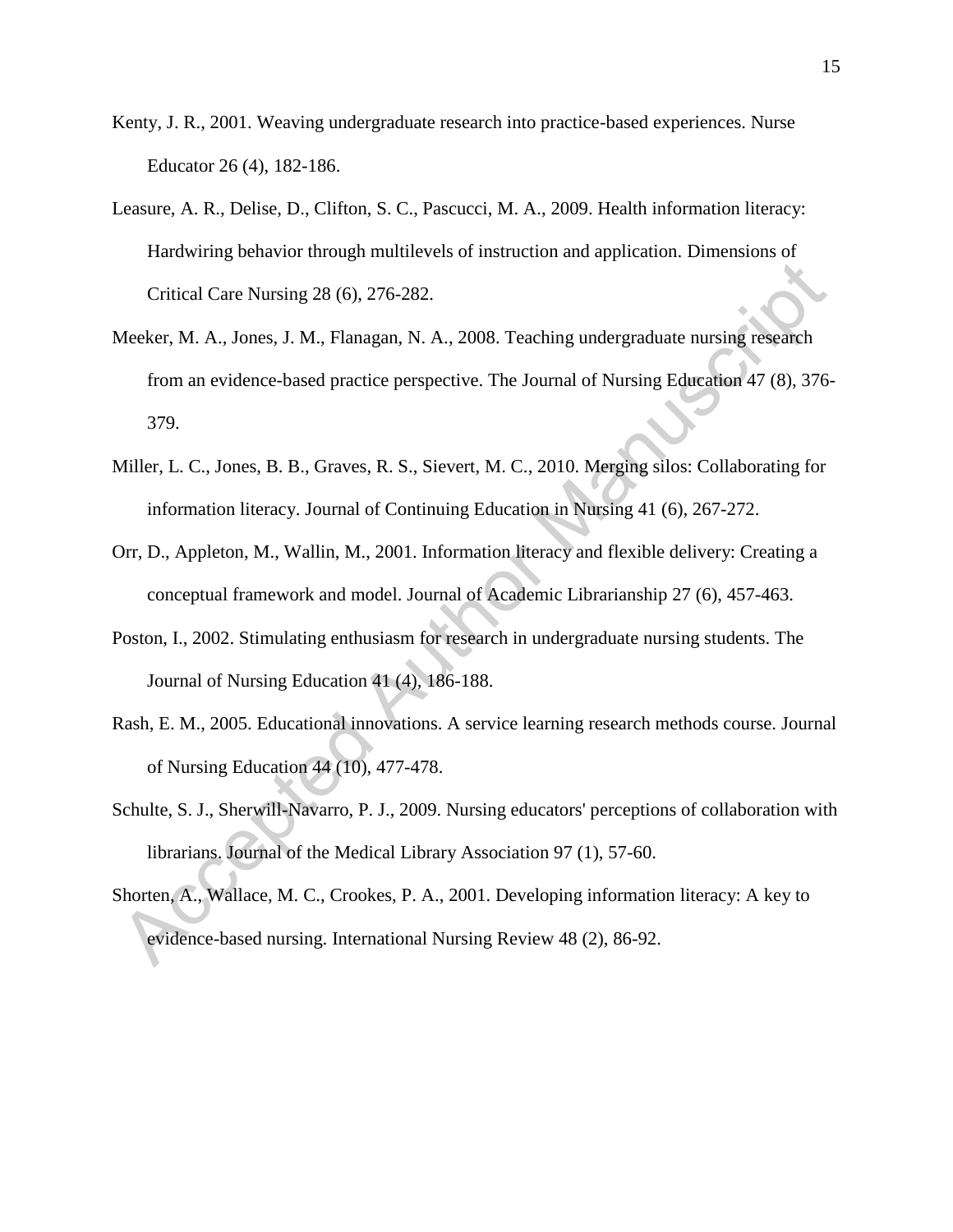Kenty, J. R., 2001. Weaving undergraduate research into practice-based experiences. Nurse Educator 26 (4), 182-186.

Leasure, A. R., Delise, D., Clifton, S. C., Pascucci, M. A., 2009. Health information literacy: Hardwiring behavior through multilevels of instruction and application. Dimensions of Critical Care Nursing 28 (6), 276-282.

Meeker, M. A., Jones, J. M., Flanagan, N. A., 2008. Teaching undergraduate nursing research from an evidence-based practice perspective. The Journal of Nursing Education 47 (8), 376-379.

Miller, L. C., Jones, B. B., Graves, R. S., Sievert, M. C., 2010. Merging silos: Collaborating for information literacy. Journal of Continuing Education in Nursing 41 (6), 267-272.

Orr, D., Appleton, M., Wallin, M., 2001. Information literacy and flexible delivery: Creating a conceptual framework and model. Journal of Academic Librarianship 27 (6), 457-463.

Poston, I., 2002. Stimulating enthusiasm for research in undergraduate nursing students. The Journal of Nursing Education 41 (4), 186-188.

Rash, E. M., 2005. Educational innovations. A service learning research methods course. Journal of Nursing Education 44 (10), 477-478.

Schulte, S. J., Sherwill-Navarro, P. J., 2009. Nursing educators' perceptions of collaboration with librarians. Journal of the Medical Library Association 97 (1), 57-60.

Shorten, A., Wallace, M. C., Crookes, P. A., 2001. Developing information literacy: A key to evidence-based nursing. International Nursing Review 48 (2), 86-92.